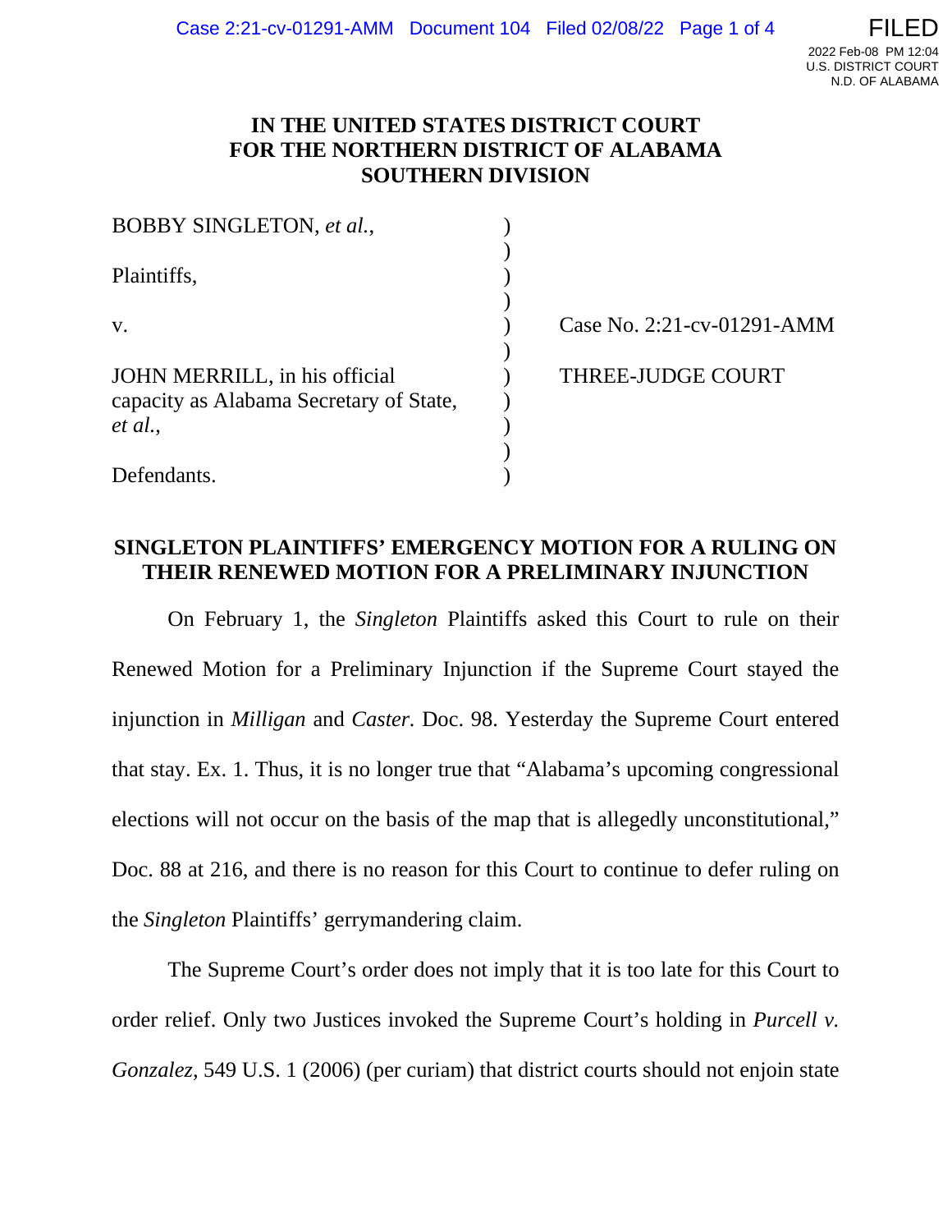FILED
2022 Feb-08 PM 12:04
U.S. DISTRICT COURT
N.D. OF ALABAMA

**IN THE UNITED STATES DISTRICT COURT**
**FOR THE NORTHERN DISTRICT OF ALABAMA**
**SOUTHERN DIVISION**

| | | |
|---|---|---|
| BOBBY SINGLETON, *et al.*, | ) | |
| Plaintiffs, | ) | |
| v. | ) | Case No. 2:21-cv-01291-AMM |
| JOHN MERRILL, in his official capacity as Alabama Secretary of State, *et al.*, | ) | THREE-JUDGE COURT |
| Defendants. | ) | |

**SINGLETON PLAINTIFFS' EMERGENCY MOTION FOR A RULING ON THEIR RENEWED MOTION FOR A PRELIMINARY INJUNCTION**

On February 1, the *Singleton* Plaintiffs asked this Court to rule on their Renewed Motion for a Preliminary Injunction if the Supreme Court stayed the injunction in *Milligan* and *Caster.* Doc. 98. Yesterday the Supreme Court entered that stay. Ex. 1. Thus, it is no longer true that "Alabama's upcoming congressional elections will not occur on the basis of the map that is allegedly unconstitutional," Doc. 88 at 216, and there is no reason for this Court to continue to defer ruling on the *Singleton* Plaintiffs' gerrymandering claim.

The Supreme Court's order does not imply that it is too late for this Court to order relief. Only two Justices invoked the Supreme Court's holding in *Purcell v. Gonzalez,* 549 U.S. 1 (2006) (per curiam) that district courts should not enjoin state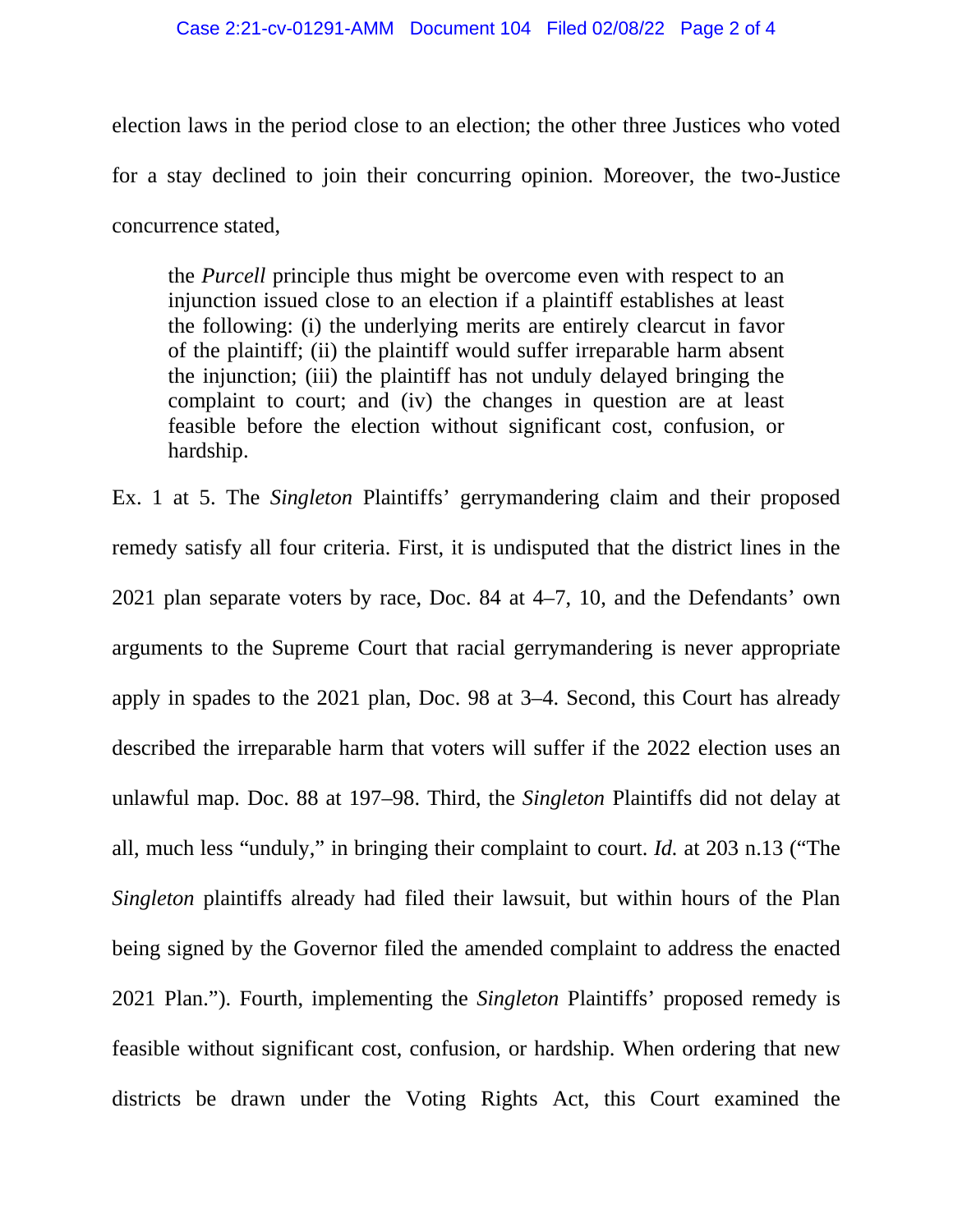election laws in the period close to an election; the other three Justices who voted for a stay declined to join their concurring opinion. Moreover, the two-Justice concurrence stated,

> the *Purcell* principle thus might be overcome even with respect to an injunction issued close to an election if a plaintiff establishes at least the following: (i) the underlying merits are entirely clearcut in favor of the plaintiff; (ii) the plaintiff would suffer irreparable harm absent the injunction; (iii) the plaintiff has not unduly delayed bringing the complaint to court; and (iv) the changes in question are at least feasible before the election without significant cost, confusion, or hardship.

Ex. 1 at 5. The *Singleton* Plaintiffs' gerrymandering claim and their proposed remedy satisfy all four criteria. First, it is undisputed that the district lines in the 2021 plan separate voters by race, Doc. 84 at 4–7, 10, and the Defendants' own arguments to the Supreme Court that racial gerrymandering is never appropriate apply in spades to the 2021 plan, Doc. 98 at 3–4. Second, this Court has already described the irreparable harm that voters will suffer if the 2022 election uses an unlawful map. Doc. 88 at 197–98. Third, the *Singleton* Plaintiffs did not delay at all, much less "unduly," in bringing their complaint to court. *Id.* at 203 n.13 ("The *Singleton* plaintiffs already had filed their lawsuit, but within hours of the Plan being signed by the Governor filed the amended complaint to address the enacted 2021 Plan."). Fourth, implementing the *Singleton* Plaintiffs' proposed remedy is feasible without significant cost, confusion, or hardship. When ordering that new districts be drawn under the Voting Rights Act, this Court examined the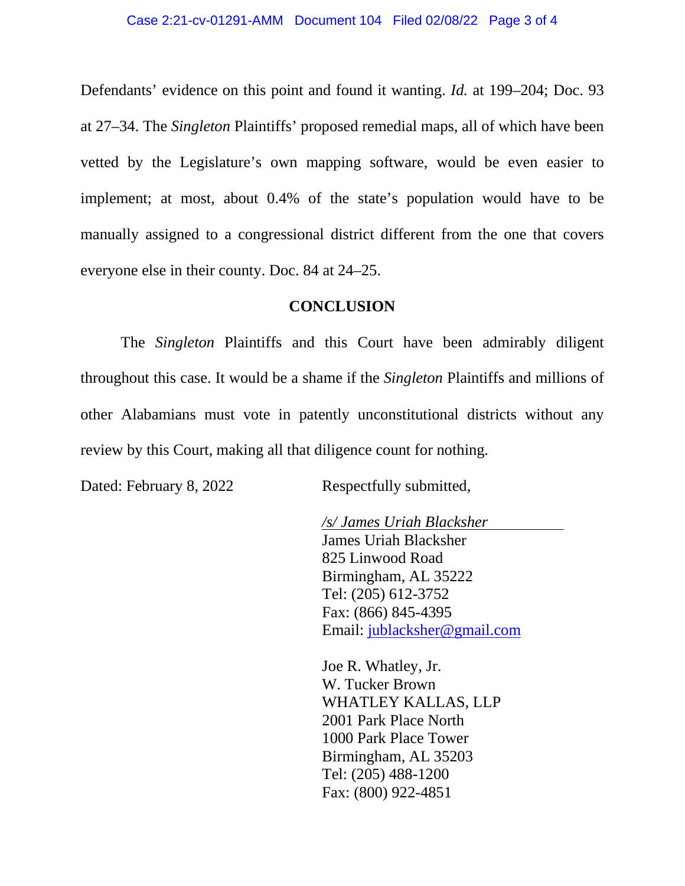Defendants' evidence on this point and found it wanting. *Id.* at 199–204; Doc. 93 at 27–34. The *Singleton* Plaintiffs' proposed remedial maps, all of which have been vetted by the Legislature's own mapping software, would be even easier to implement; at most, about 0.4% of the state's population would have to be manually assigned to a congressional district different from the one that covers everyone else in their county. Doc. 84 at 24–25.

## CONCLUSION

The *Singleton* Plaintiffs and this Court have been admirably diligent throughout this case. It would be a shame if the *Singleton* Plaintiffs and millions of other Alabamians must vote in patently unconstitutional districts without any review by this Court, making all that diligence count for nothing.

Dated: February 8, 2022

Respectfully submitted,

*/s/ James Uriah Blacksher*
James Uriah Blacksher
825 Linwood Road
Birmingham, AL 35222
Tel: (205) 612-3752
Fax: (866) 845-4395
Email: jublacksher@gmail.com

Joe R. Whatley, Jr.
W. Tucker Brown
WHATLEY KALLAS, LLP
2001 Park Place North
1000 Park Place Tower
Birmingham, AL 35203
Tel: (205) 488-1200
Fax: (800) 922-4851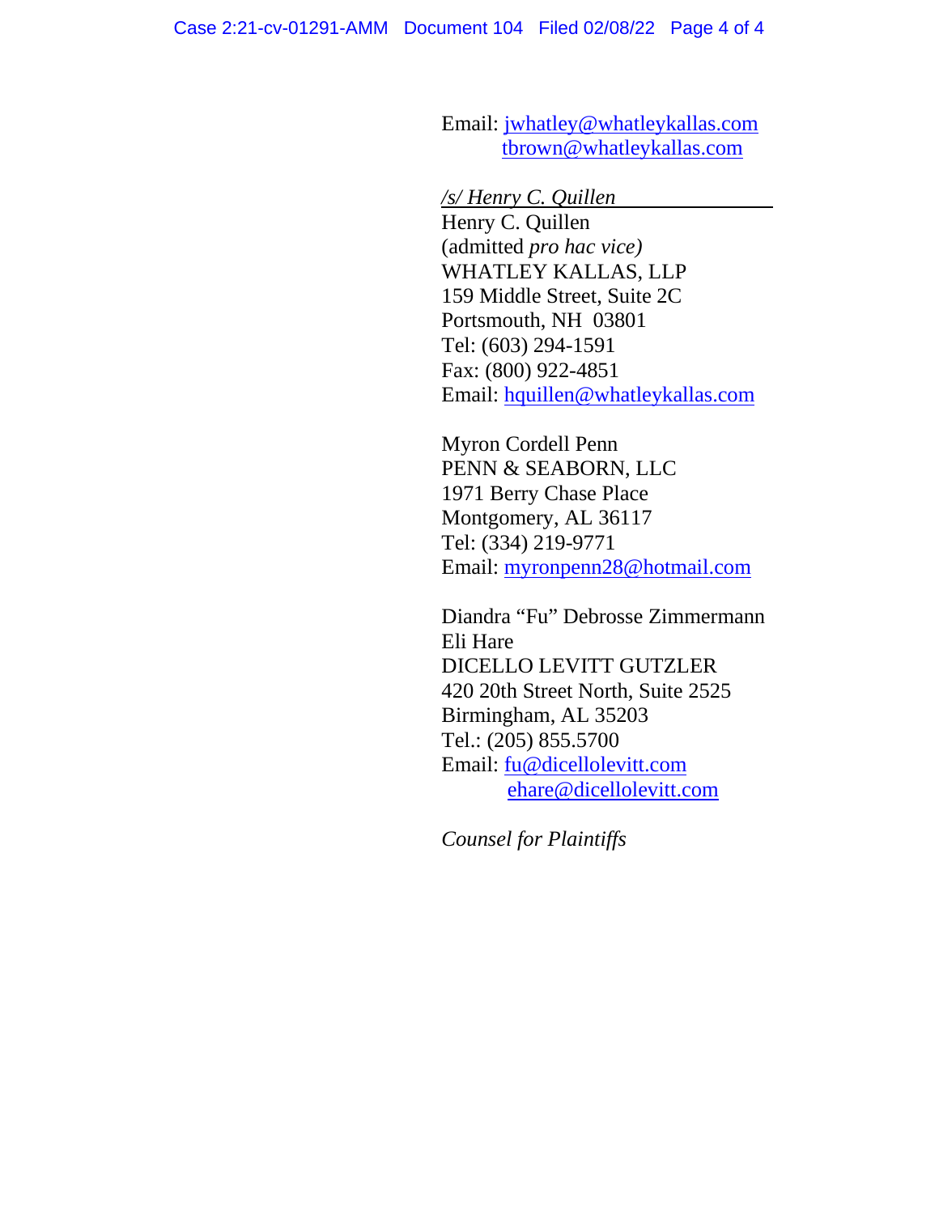Email: jwhatley@whatleykallas.com
tbrown@whatleykallas.com

*/s/ Henry C. Quillen*
Henry C. Quillen
(admitted *pro hac vice)*
WHATLEY KALLAS, LLP
159 Middle Street, Suite 2C
Portsmouth, NH 03801
Tel: (603) 294-1591
Fax: (800) 922-4851
Email: hquillen@whatleykallas.com

Myron Cordell Penn
PENN & SEABORN, LLC
1971 Berry Chase Place
Montgomery, AL 36117
Tel: (334) 219-9771
Email: myronpenn28@hotmail.com

Diandra "Fu" Debrosse Zimmermann
Eli Hare
DICELLO LEVITT GUTZLER
420 20th Street North, Suite 2525
Birmingham, AL 35203
Tel.: (205) 855.5700
Email: fu@dicellolevitt.com
ehare@dicellolevitt.com

*Counsel for Plaintiffs*